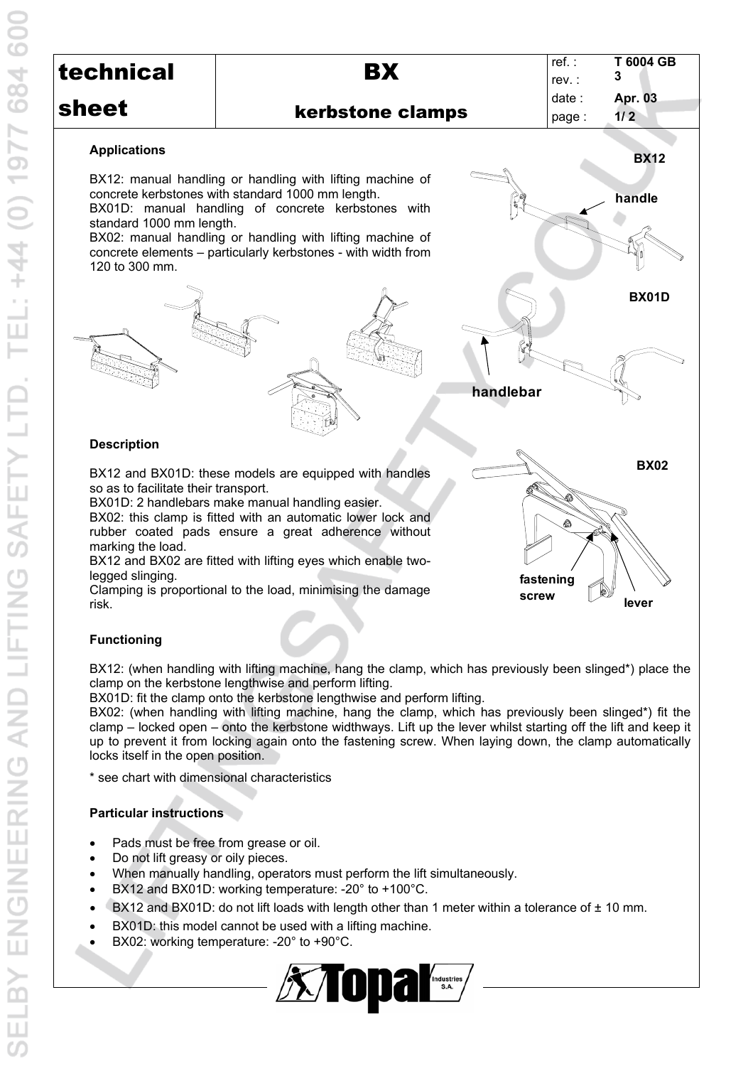| technical sheet | BX kerbstone clamps | ref. : T 6004 GB |
|---|---|---|
| | | rev. : 3 |
| | | date : Apr. 03 |
| | | page : 1/ 2 |

### Applications

BX12: manual handling or handling with lifting machine of concrete kerbstones with standard 1000 mm length.
BX01D: manual handling of concrete kerbstones with standard 1000 mm length.
BX02: manual handling or handling with lifting machine of concrete elements – particularly kerbstones - with width from 120 to 300 mm.

BX12

handle

BX01D

handlebar

### Description

BX12 and BX01D: these models are equipped with handles so as to facilitate their transport.
BX01D: 2 handlebars make manual handling easier.
BX02: this clamp is fitted with an automatic lower lock and rubber coated pads ensure a great adherence without marking the load.
BX12 and BX02 are fitted with lifting eyes which enable two-legged slinging.
Clamping is proportional to the load, minimising the damage risk.

BX02

fastening screw

lever

### Functioning

BX12: (when handling with lifting machine, hang the clamp, which has previously been slinged*) place the clamp on the kerbstone lengthwise and perform lifting.
BX01D: fit the clamp onto the kerbstone lengthwise and perform lifting.
BX02: (when handling with lifting machine, hang the clamp, which has previously been slinged*) fit the clamp – locked open – onto the kerbstone widthways. Lift up the lever whilst starting off the lift and keep it up to prevent it from locking again onto the fastening screw. When laying down, the clamp automatically locks itself in the open position.

* see chart with dimensional characteristics

### Particular instructions

- Pads must be free from grease or oil.
- Do not lift greasy or oily pieces.
- When manually handling, operators must perform the lift simultaneously.
- BX12 and BX01D: working temperature: -20° to +100°C.
- BX12 and BX01D: do not lift loads with length other than 1 meter within a tolerance of ± 10 mm.
- BX01D: this model cannot be used with a lifting machine.
- BX02: working temperature: -20° to +90°C.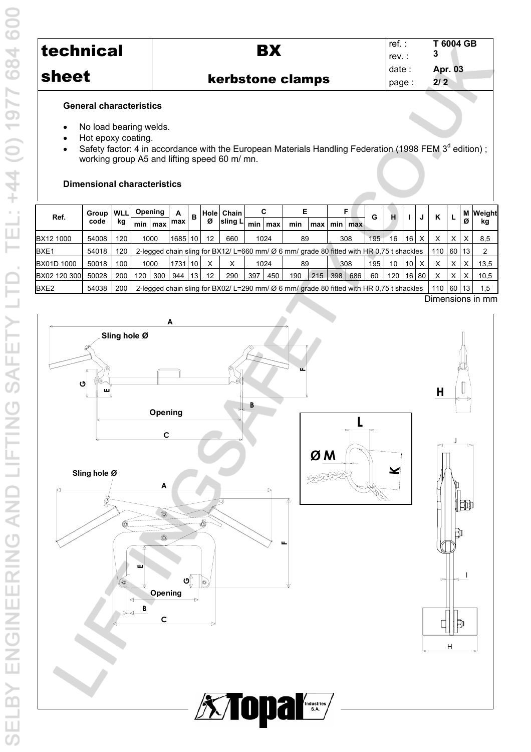# technical sheet — BX kerbstone clamps

ref. : T 6004 GB
rev. : 3
date : Apr. 03

### General characteristics

- No load bearing welds.
- Hot epoxy coating.
- Safety factor: 4 in accordance with the European Materials Handling Federation (1998 FEM 3[d] edition) ; working group A5 and lifting speed 60 m/ mn.

### Dimensional characteristics

| Ref. | Group code | WLL kg | Opening | | A max | B | Hole Ø | Chain sling L | C | | E | | F | | G | H | I | J | K | L | M Ø | Weight kg |
|---|---|---|---|---|---|---|---|---|---|---|---|---|---|---|---|---|---|---|---|---|---|---|
| | | | min | max | | | | | min | max | min | max | min | max | | | | | | | | |
| BX12 1000 | 54008 | 120 | 1000 | | 1685 | 10 | 12 | 660 | 1024 | | 89 | | 308 | | 195 | 16 | 16 | X | X | X | X | 8,5 |
| BXE1 | 54018 | 120 | 2-legged chain sling for BX12/ L=660 mm/ Ø 6 mm/ grade 80 fitted with HR 0,75 t shackles | | | | | | | | | | | | | | | | 110 | 60 | 13 | 2 |
| BX01D 1000 | 50018 | 100 | 1000 | | 1731 | 10 | X | X | 1024 | | 89 | | 308 | | 195 | 10 | 10 | X | X | X | X | 13,5 |
| BX02 120 300 | 50028 | 200 | 120 | 300 | 944 | 13 | 12 | 290 | 397 | 450 | 190 | 215 | 398 | 686 | 60 | 120 | 16 | 80 | X | X | X | 10,5 |
| BXE2 | 54038 | 200 | 2-legged chain sling for BX02/ L=290 mm/ Ø 6 mm/ grade 80 fitted with HR 0,75 t shackles | | | | | | | | | | | | | | | | 110 | 60 | 13 | 1,5 |

Dimensions in mm

A
Sling hole Ø
G
E
F
B
Opening
C
H
L
Ø M
K
J
Sling hole Ø
A
F
E
G
Opening
B
C
I
H

Topal Industries S.A.